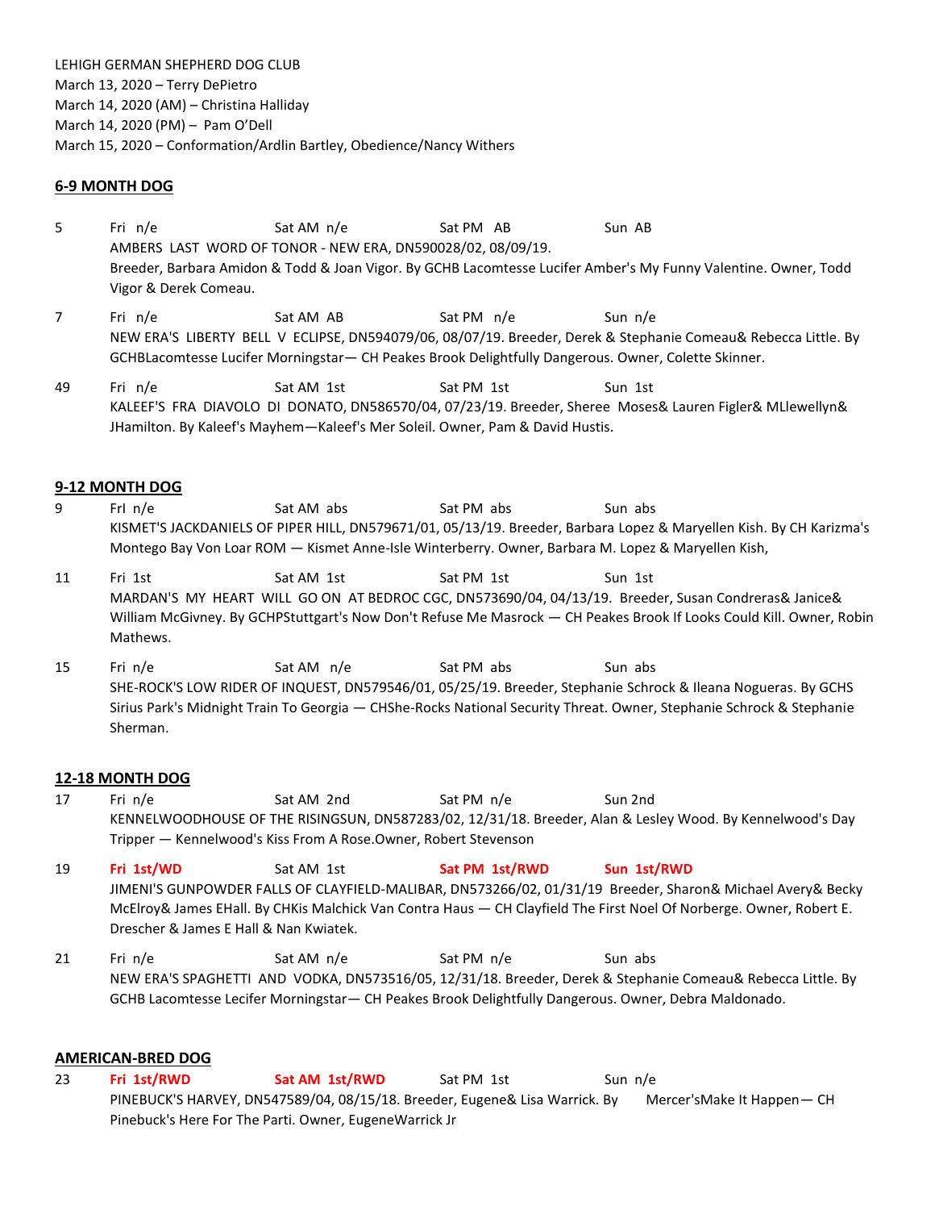LEHIGH GERMAN SHEPHERD DOG CLUB
March 13, 2020 – Terry DePietro
March 14, 2020 (AM) – Christina Halliday
March 14, 2020 (PM) – Pam O'Dell
March 15, 2020 – Conformation/Ardlin Bartley, Obedience/Nancy Withers

## 6-9 MONTH DOG

5 Fri n/e Sat AM n/e Sat PM AB Sun AB
AMBERS LAST WORD OF TONOR - NEW ERA, DN590028/02, 08/09/19.
Breeder, Barbara Amidon & Todd & Joan Vigor. By GCHB Lacomtesse Lucifer Amber's My Funny Valentine. Owner, Todd Vigor & Derek Comeau.

7 Fri n/e Sat AM AB Sat PM n/e Sun n/e
NEW ERA'S LIBERTY BELL V ECLIPSE, DN594079/06, 08/07/19. Breeder, Derek & Stephanie Comeau& Rebecca Little. By GCHBLacomtesse Lucifer Morningstar— CH Peakes Brook Delightfully Dangerous. Owner, Colette Skinner.

49 Fri n/e Sat AM 1st Sat PM 1st Sun 1st
KALEEF'S FRA DIAVOLO DI DONATO, DN586570/04, 07/23/19. Breeder, Sheree Moses& Lauren Figler& MLlewellyn& JHamilton. By Kaleef's Mayhem—Kaleef's Mer Soleil. Owner, Pam & David Hustis.

## 9-12 MONTH DOG

9 FrI n/e Sat AM abs Sat PM abs Sun abs
KISMET'S JACKDANIELS OF PIPER HILL, DN579671/01, 05/13/19. Breeder, Barbara Lopez & Maryellen Kish. By CH Karizma's Montego Bay Von Loar ROM — Kismet Anne-Isle Winterberry. Owner, Barbara M. Lopez & Maryellen Kish,

11 Fri 1st Sat AM 1st Sat PM 1st Sun 1st
MARDAN'S MY HEART WILL GO ON AT BEDROC CGC, DN573690/04, 04/13/19. Breeder, Susan Condreras& Janice& William McGivney. By GCHPStuttgart's Now Don't Refuse Me Masrock — CH Peakes Brook If Looks Could Kill. Owner, Robin Mathews.

15 Fri n/e Sat AM n/e Sat PM abs Sun abs
SHE-ROCK'S LOW RIDER OF INQUEST, DN579546/01, 05/25/19. Breeder, Stephanie Schrock & Ileana Nogueras. By GCHS Sirius Park's Midnight Train To Georgia — CHShe-Rocks National Security Threat. Owner, Stephanie Schrock & Stephanie Sherman.

## 12-18 MONTH DOG

17 Fri n/e Sat AM 2nd Sat PM n/e Sun 2nd
KENNELWOODHOUSE OF THE RISINGSUN, DN587283/02, 12/31/18. Breeder, Alan & Lesley Wood. By Kennelwood's Day Tripper — Kennelwood's Kiss From A Rose.Owner, Robert Stevenson

19 **Fri 1st/WD** Sat AM 1st **Sat PM 1st/RWD** **Sun 1st/RWD**
JIMENI'S GUNPOWDER FALLS OF CLAYFIELD-MALIBAR, DN573266/02, 01/31/19 Breeder, Sharon& Michael Avery& Becky McElroy& James EHall. By CHKis Malchick Van Contra Haus — CH Clayfield The First Noel Of Norberge. Owner, Robert E. Drescher & James E Hall & Nan Kwiatek.

21 Fri n/e Sat AM n/e Sat PM n/e Sun abs
NEW ERA'S SPAGHETTI AND VODKA, DN573516/05, 12/31/18. Breeder, Derek & Stephanie Comeau& Rebecca Little. By GCHB Lacomtesse Lecifer Morningstar— CH Peakes Brook Delightfully Dangerous. Owner, Debra Maldonado.

## AMERICAN-BRED DOG

23 **Fri 1st/RWD** **Sat AM 1st/RWD** Sat PM 1st Sun n/e
PINEBUCK'S HARVEY, DN547589/04, 08/15/18. Breeder, Eugene& Lisa Warrick. By Mercer'sMake It Happen— CH Pinebuck's Here For The Parti. Owner, EugeneWarrick Jr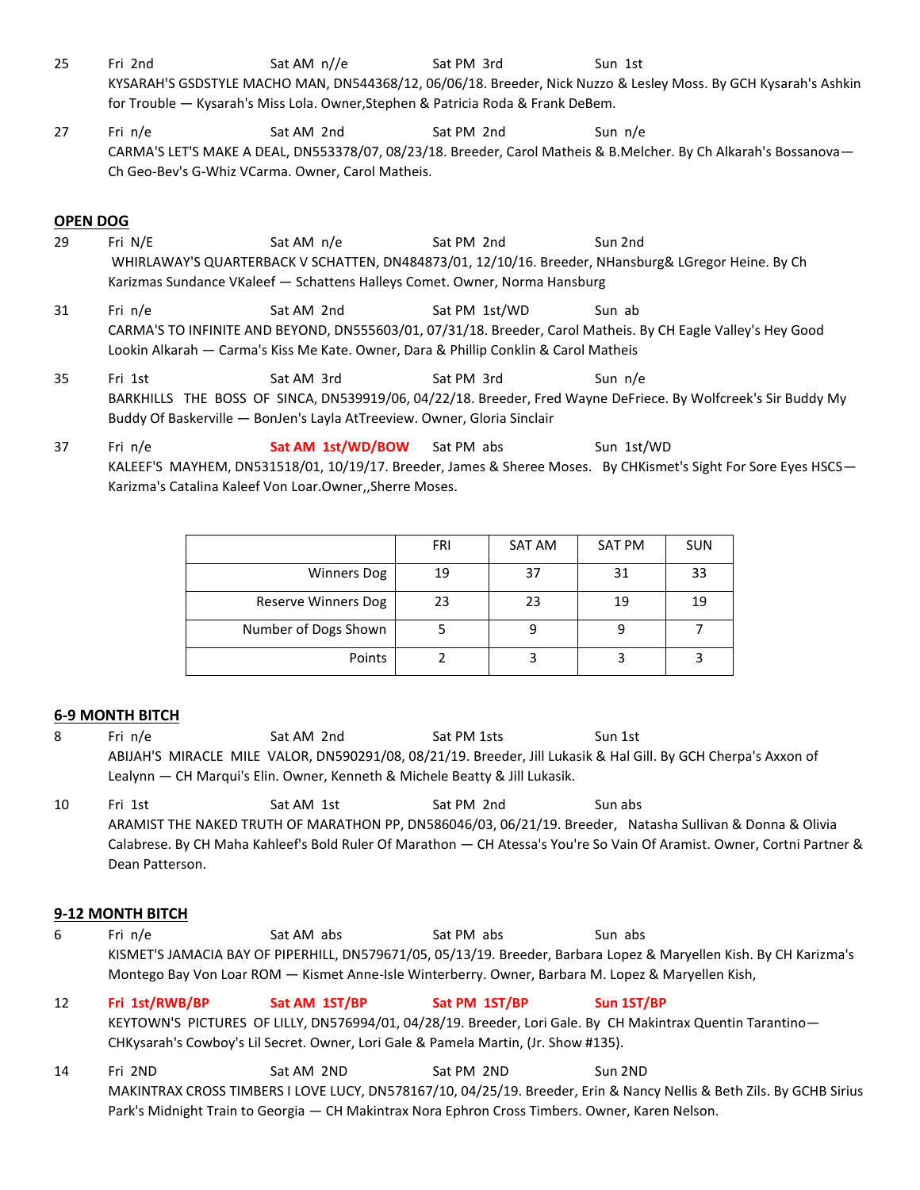25 Fri 2nd Sat AM n//e Sat PM 3rd Sun 1st
KYSARAH'S GSDSTYLE MACHO MAN, DN544368/12, 06/06/18. Breeder, Nick Nuzzo & Lesley Moss. By GCH Kysarah's Ashkin for Trouble — Kysarah's Miss Lola. Owner,Stephen & Patricia Roda & Frank DeBem.

27 Fri n/e Sat AM 2nd Sat PM 2nd Sun n/e
CARMA'S LET'S MAKE A DEAL, DN553378/07, 08/23/18. Breeder, Carol Matheis & B.Melcher. By Ch Alkarah's Bossanova—Ch Geo-Bev's G-Whiz VCarma. Owner, Carol Matheis.

## OPEN DOG

29 Fri N/E Sat AM n/e Sat PM 2nd Sun 2nd
WHIRLAWAY'S QUARTERBACK V SCHATTEN, DN484873/01, 12/10/16. Breeder, NHansburg& LGregor Heine. By Ch Karizmas Sundance VKaleef — Schattens Halleys Comet. Owner, Norma Hansburg

31 Fri n/e Sat AM 2nd Sat PM 1st/WD Sun ab
CARMA'S TO INFINITE AND BEYOND, DN555603/01, 07/31/18. Breeder, Carol Matheis. By CH Eagle Valley's Hey Good Lookin Alkarah — Carma's Kiss Me Kate. Owner, Dara & Phillip Conklin & Carol Matheis

35 Fri 1st Sat AM 3rd Sat PM 3rd Sun n/e
BARKHILLS THE BOSS OF SINCA, DN539919/06, 04/22/18. Breeder, Fred Wayne DeFriece. By Wolfcreek's Sir Buddy My Buddy Of Baskerville — BonJen's Layla AtTreeview. Owner, Gloria Sinclair

37 Fri n/e **Sat AM 1st/WD/BOW** Sat PM abs Sun 1st/WD
KALEEF'S MAYHEM, DN531518/01, 10/19/17. Breeder, James & Sheree Moses. By CHKismet's Sight For Sore Eyes HSCS—Karizma's Catalina Kaleef Von Loar.Owner,,Sherre Moses.

| | FRI | SAT AM | SAT PM | SUN |
|---|---|---|---|---|
| Winners Dog | 19 | 37 | 31 | 33 |
| Reserve Winners Dog | 23 | 23 | 19 | 19 |
| Number of Dogs Shown | 5 | 9 | 9 | 7 |
| Points | 2 | 3 | 3 | 3 |

## 6-9 MONTH BITCH

8 Fri n/e Sat AM 2nd Sat PM 1sts Sun 1st
ABIJAH'S MIRACLE MILE VALOR, DN590291/08, 08/21/19. Breeder, Jill Lukasik & Hal Gill. By GCH Cherpa's Axxon of Lealynn — CH Marqui's Elin. Owner, Kenneth & Michele Beatty & Jill Lukasik.

10 Fri 1st Sat AM 1st Sat PM 2nd Sun abs
ARAMIST THE NAKED TRUTH OF MARATHON PP, DN586046/03, 06/21/19. Breeder, Natasha Sullivan & Donna & Olivia Calabrese. By CH Maha Kahleef's Bold Ruler Of Marathon — CH Atessa's You're So Vain Of Aramist. Owner, Cortni Partner & Dean Patterson.

## 9-12 MONTH BITCH

6 Fri n/e Sat AM abs Sat PM abs Sun abs
KISMET'S JAMACIA BAY OF PIPERHILL, DN579671/05, 05/13/19. Breeder, Barbara Lopez & Maryellen Kish. By CH Karizma's Montego Bay Von Loar ROM — Kismet Anne-Isle Winterberry. Owner, Barbara M. Lopez & Maryellen Kish,

12 **Fri 1st/RWB/BP** **Sat AM 1ST/BP** **Sat PM 1ST/BP** **Sun 1ST/BP**
KEYTOWN'S PICTURES OF LILLY, DN576994/01, 04/28/19. Breeder, Lori Gale. By CH Makintrax Quentin Tarantino—CHKysarah's Cowboy's Lil Secret. Owner, Lori Gale & Pamela Martin, (Jr. Show #135).

14 Fri 2ND Sat AM 2ND Sat PM 2ND Sun 2ND
MAKINTRAX CROSS TIMBERS I LOVE LUCY, DN578167/10, 04/25/19. Breeder, Erin & Nancy Nellis & Beth Zils. By GCHB Sirius Park's Midnight Train to Georgia — CH Makintrax Nora Ephron Cross Timbers. Owner, Karen Nelson.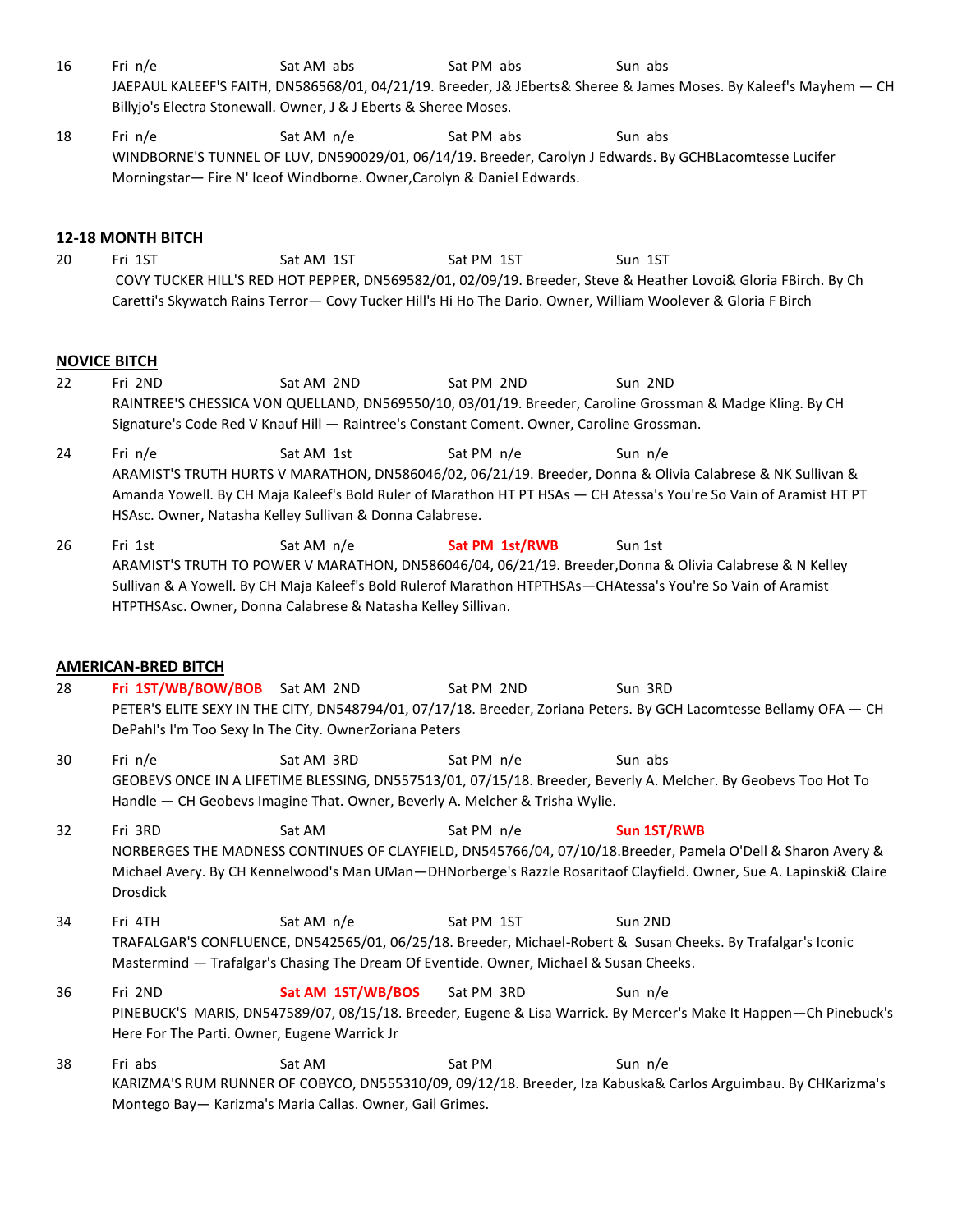16 Fri n/e Sat AM abs Sat PM abs Sun abs
JAEPAUL KALEEF'S FAITH, DN586568/01, 04/21/19. Breeder, J& JEberts& Sheree & James Moses. By Kaleef's Mayhem — CH Billyjo's Electra Stonewall. Owner, J & J Eberts & Sheree Moses.

18 Fri n/e Sat AM n/e Sat PM abs Sun abs
WINDBORNE'S TUNNEL OF LUV, DN590029/01, 06/14/19. Breeder, Carolyn J Edwards. By GCHBLacomtesse Lucifer Morningstar— Fire N' Iceof Windborne. Owner,Carolyn & Daniel Edwards.

## 12-18 MONTH BITCH

20 Fri 1ST Sat AM 1ST Sat PM 1ST Sun 1ST
COVY TUCKER HILL'S RED HOT PEPPER, DN569582/01, 02/09/19. Breeder, Steve & Heather Lovoi& Gloria FBirch. By Ch Caretti's Skywatch Rains Terror— Covy Tucker Hill's Hi Ho The Dario. Owner, William Woolever & Gloria F Birch

## NOVICE BITCH

22 Fri 2ND Sat AM 2ND Sat PM 2ND Sun 2ND
RAINTREE'S CHESSICA VON QUELLAND, DN569550/10, 03/01/19. Breeder, Caroline Grossman & Madge Kling. By CH Signature's Code Red V Knauf Hill — Raintree's Constant Coment. Owner, Caroline Grossman.

24 Fri n/e Sat AM 1st Sat PM n/e Sun n/e
ARAMIST'S TRUTH HURTS V MARATHON, DN586046/02, 06/21/19. Breeder, Donna & Olivia Calabrese & NK Sullivan & Amanda Yowell. By CH Maja Kaleef's Bold Ruler of Marathon HT PT HSAs — CH Atessa's You're So Vain of Aramist HT PT HSAsc. Owner, Natasha Kelley Sullivan & Donna Calabrese.

26 Fri 1st Sat AM n/e **Sat PM 1st/RWB** Sun 1st
ARAMIST'S TRUTH TO POWER V MARATHON, DN586046/04, 06/21/19. Breeder,Donna & Olivia Calabrese & N Kelley Sullivan & A Yowell. By CH Maja Kaleef's Bold Rulerof Marathon HTPTHSAs—CHAtessa's You're So Vain of Aramist HTPTHSAsc. Owner, Donna Calabrese & Natasha Kelley Sillivan.

## AMERICAN-BRED BITCH

28 **Fri 1ST/WB/BOW/BOB** Sat AM 2ND Sat PM 2ND Sun 3RD
PETER'S ELITE SEXY IN THE CITY, DN548794/01, 07/17/18. Breeder, Zoriana Peters. By GCH Lacomtesse Bellamy OFA — CH DePahl's I'm Too Sexy In The City. OwnerZoriana Peters

30 Fri n/e Sat AM 3RD Sat PM n/e Sun abs
GEOBEVS ONCE IN A LIFETIME BLESSING, DN557513/01, 07/15/18. Breeder, Beverly A. Melcher. By Geobevs Too Hot To Handle — CH Geobevs Imagine That. Owner, Beverly A. Melcher & Trisha Wylie.

32 Fri 3RD Sat AM Sat PM n/e **Sun 1ST/RWB**
NORBERGES THE MADNESS CONTINUES OF CLAYFIELD, DN545766/04, 07/10/18.Breeder, Pamela O'Dell & Sharon Avery & Michael Avery. By CH Kennelwood's Man UMan—DHNorberge's Razzle Rosaritaof Clayfield. Owner, Sue A. Lapinski& Claire Drosdick

34 Fri 4TH Sat AM n/e Sat PM 1ST Sun 2ND
TRAFALGAR'S CONFLUENCE, DN542565/01, 06/25/18. Breeder, Michael-Robert & Susan Cheeks. By Trafalgar's Iconic Mastermind — Trafalgar's Chasing The Dream Of Eventide. Owner, Michael & Susan Cheeks.

36 Fri 2ND **Sat AM 1ST/WB/BOS** Sat PM 3RD Sun n/e
PINEBUCK'S MARIS, DN547589/07, 08/15/18. Breeder, Eugene & Lisa Warrick. By Mercer's Make It Happen—Ch Pinebuck's Here For The Parti. Owner, Eugene Warrick Jr

38 Fri abs Sat AM Sat PM Sun n/e
KARIZMA'S RUM RUNNER OF COBYCO, DN555310/09, 09/12/18. Breeder, Iza Kabuska& Carlos Arguimbau. By CHKarizma's Montego Bay— Karizma's Maria Callas. Owner, Gail Grimes.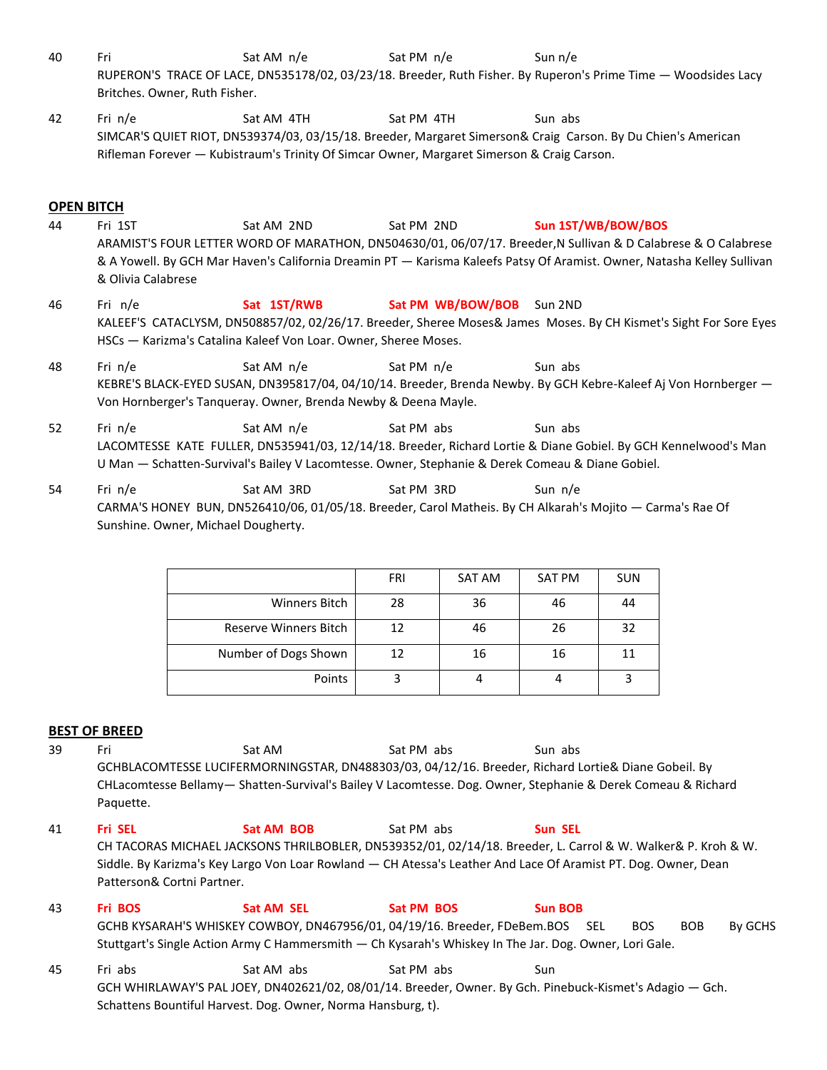40 Fri Sat AM n/e Sat PM n/e Sun n/e
RUPERON'S TRACE OF LACE, DN535178/02, 03/23/18. Breeder, Ruth Fisher. By Ruperon's Prime Time — Woodsides Lacy Britches. Owner, Ruth Fisher.

42 Fri n/e Sat AM 4TH Sat PM 4TH Sun abs
SIMCAR'S QUIET RIOT, DN539374/03, 03/15/18. Breeder, Margaret Simerson& Craig Carson. By Du Chien's American Rifleman Forever — Kubistraum's Trinity Of Simcar Owner, Margaret Simerson & Craig Carson.

## OPEN BITCH

44 Fri 1ST Sat AM 2ND Sat PM 2ND **Sun 1ST/WB/BOW/BOS**
ARAMIST'S FOUR LETTER WORD OF MARATHON, DN504630/01, 06/07/17. Breeder,N Sullivan & D Calabrese & O Calabrese & A Yowell. By GCH Mar Haven's California Dreamin PT — Karisma Kaleefs Patsy Of Aramist. Owner, Natasha Kelley Sullivan & Olivia Calabrese

46 Fri n/e **Sat 1ST/RWB** **Sat PM WB/BOW/BOB** Sun 2ND
KALEEF'S CATACLYSM, DN508857/02, 02/26/17. Breeder, Sheree Moses& James Moses. By CH Kismet's Sight For Sore Eyes HSCs — Karizma's Catalina Kaleef Von Loar. Owner, Sheree Moses.

48 Fri n/e Sat AM n/e Sat PM n/e Sun abs
KEBRE'S BLACK-EYED SUSAN, DN395817/04, 04/10/14. Breeder, Brenda Newby. By GCH Kebre-Kaleef Aj Von Hornberger — Von Hornberger's Tanqueray. Owner, Brenda Newby & Deena Mayle.

52 Fri n/e Sat AM n/e Sat PM abs Sun abs
LACOMTESSE KATE FULLER, DN535941/03, 12/14/18. Breeder, Richard Lortie & Diane Gobiel. By GCH Kennelwood's Man U Man — Schatten-Survival's Bailey V Lacomtesse. Owner, Stephanie & Derek Comeau & Diane Gobiel.

54 Fri n/e Sat AM 3RD Sat PM 3RD Sun n/e
CARMA'S HONEY BUN, DN526410/06, 01/05/18. Breeder, Carol Matheis. By CH Alkarah's Mojito — Carma's Rae Of Sunshine. Owner, Michael Dougherty.

| | FRI | SAT AM | SAT PM | SUN |
|---|---|---|---|---|
| Winners Bitch | 28 | 36 | 46 | 44 |
| Reserve Winners Bitch | 12 | 46 | 26 | 32 |
| Number of Dogs Shown | 12 | 16 | 16 | 11 |
| Points | 3 | 4 | 4 | 3 |

## BEST OF BREED

39 Fri Sat AM Sat PM abs Sun abs
GCHBLACOMTESSE LUCIFERMORNINGSTAR, DN488303/03, 04/12/16. Breeder, Richard Lortie& Diane Gobeil. By CHLacomtesse Bellamy— Shatten-Survival's Bailey V Lacomtesse. Dog. Owner, Stephanie & Derek Comeau & Richard Paquette.

41 **Fri SEL** **Sat AM BOB** Sat PM abs **Sun SEL**
CH TACORAS MICHAEL JACKSONS THRILBOBLER, DN539352/01, 02/14/18. Breeder, L. Carrol & W. Walker& P. Kroh & W. Siddle. By Karizma's Key Largo Von Loar Rowland — CH Atessa's Leather And Lace Of Aramist PT. Dog. Owner, Dean Patterson& Cortni Partner.

43 **Fri BOS** **Sat AM SEL** **Sat PM BOS** **Sun BOB**
GCHB KYSARAH'S WHISKEY COWBOY, DN467956/01, 04/19/16. Breeder, FDeBem.BOS SEL BOS BOB By GCHS Stuttgart's Single Action Army C Hammersmith — Ch Kysarah's Whiskey In The Jar. Dog. Owner, Lori Gale.

45 Fri abs Sat AM abs Sat PM abs Sun
GCH WHIRLAWAY'S PAL JOEY, DN402621/02, 08/01/14. Breeder, Owner. By Gch. Pinebuck-Kismet's Adagio — Gch. Schattens Bountiful Harvest. Dog. Owner, Norma Hansburg, t).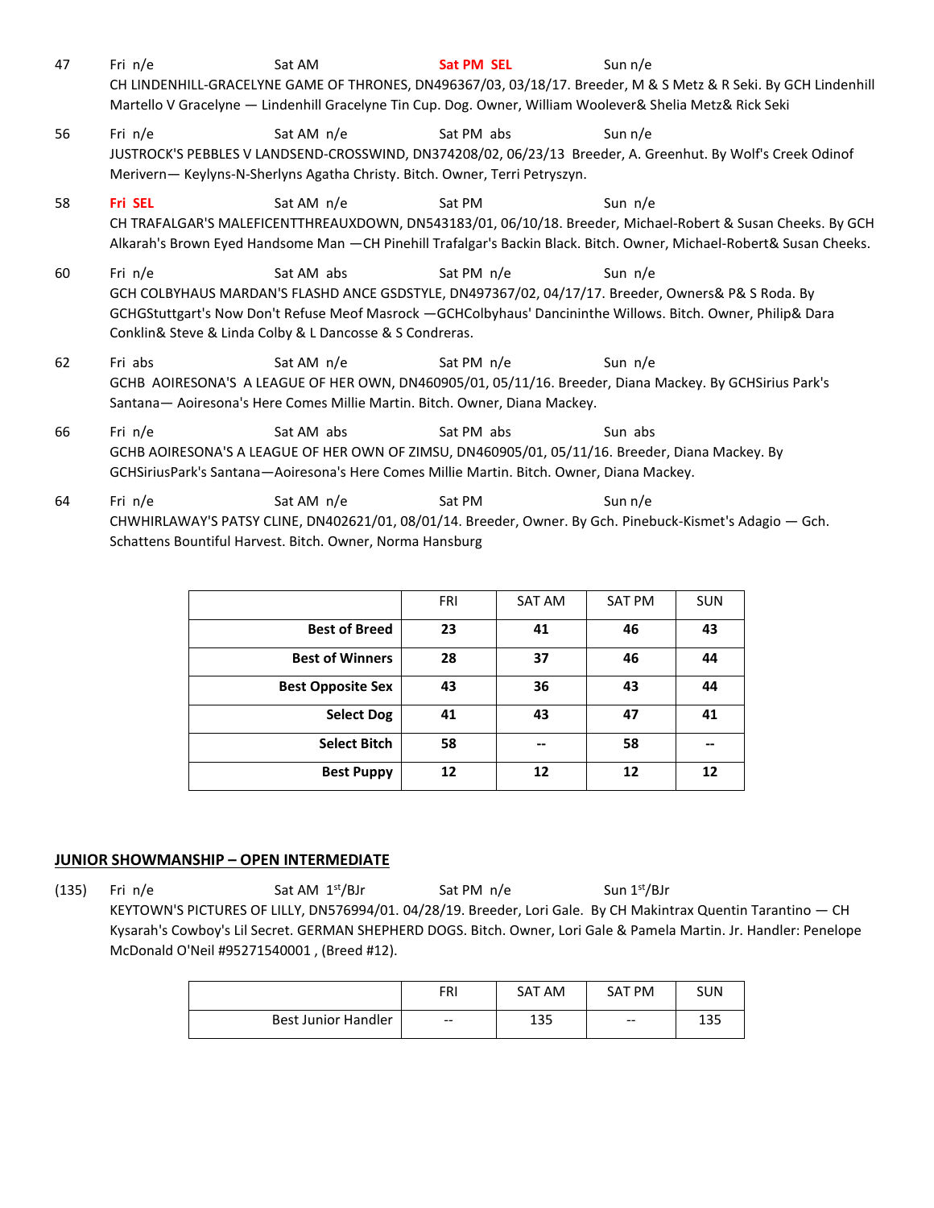47 Fri n/e Sat AM **Sat PM SEL** Sun n/e
CH LINDENHILL-GRACELYNE GAME OF THRONES, DN496367/03, 03/18/17. Breeder, M & S Metz & R Seki. By GCH Lindenhill Martello V Gracelyne — Lindenhill Gracelyne Tin Cup. Dog. Owner, William Woolever& Shelia Metz& Rick Seki

56 Fri n/e Sat AM n/e Sat PM abs Sun n/e
JUSTROCK'S PEBBLES V LANDSEND-CROSSWIND, DN374208/02, 06/23/13 Breeder, A. Greenhut. By Wolf's Creek Odinof Merivern— Keylyns-N-Sherlyns Agatha Christy. Bitch. Owner, Terri Petryszyn.

58 **Fri SEL** Sat AM n/e Sat PM Sun n/e
CH TRAFALGAR'S MALEFICENTTHREAUXDOWN, DN543183/01, 06/10/18. Breeder, Michael-Robert & Susan Cheeks. By GCH Alkarah's Brown Eyed Handsome Man —CH Pinehill Trafalgar's Backin Black. Bitch. Owner, Michael-Robert& Susan Cheeks.

60 Fri n/e Sat AM abs Sat PM n/e Sun n/e
GCH COLBYHAUS MARDAN'S FLASHD ANCE GSDSTYLE, DN497367/02, 04/17/17. Breeder, Owners& P& S Roda. By GCHGStuttgart's Now Don't Refuse Meof Masrock —GCHColbyhaus' Dancininthe Willows. Bitch. Owner, Philip& Dara Conklin& Steve & Linda Colby & L Dancosse & S Condreras.

62 Fri abs Sat AM n/e Sat PM n/e Sun n/e
GCHB AOIRESONA'S A LEAGUE OF HER OWN, DN460905/01, 05/11/16. Breeder, Diana Mackey. By GCHSirius Park's Santana— Aoiresona's Here Comes Millie Martin. Bitch. Owner, Diana Mackey.

66 Fri n/e Sat AM abs Sat PM abs Sun abs
GCHB AOIRESONA'S A LEAGUE OF HER OWN OF ZIMSU, DN460905/01, 05/11/16. Breeder, Diana Mackey. By GCHSiriusPark's Santana—Aoiresona's Here Comes Millie Martin. Bitch. Owner, Diana Mackey.

64 Fri n/e Sat AM n/e Sat PM Sun n/e
CHWHIRLAWAY'S PATSY CLINE, DN402621/01, 08/01/14. Breeder, Owner. By Gch. Pinebuck-Kismet's Adagio — Gch. Schattens Bountiful Harvest. Bitch. Owner, Norma Hansburg

| | FRI | SAT AM | SAT PM | SUN |
|---|---|---|---|---|
| **Best of Breed** | **23** | **41** | **46** | **43** |
| **Best of Winners** | **28** | **37** | **46** | **44** |
| **Best Opposite Sex** | **43** | **36** | **43** | **44** |
| **Select Dog** | **41** | **43** | **47** | **41** |
| **Select Bitch** | **58** | **--** | **58** | **--** |
| **Best Puppy** | **12** | **12** | **12** | **12** |

## JUNIOR SHOWMANSHIP – OPEN INTERMEDIATE

(135) Fri n/e Sat AM 1st/BJr Sat PM n/e Sun 1st/BJr
KEYTOWN'S PICTURES OF LILLY, DN576994/01. 04/28/19. Breeder, Lori Gale. By CH Makintrax Quentin Tarantino — CH Kysarah's Cowboy's Lil Secret. GERMAN SHEPHERD DOGS. Bitch. Owner, Lori Gale & Pamela Martin. Jr. Handler: Penelope McDonald O'Neil #95271540001 , (Breed #12).

| | FRI | SAT AM | SAT PM | SUN |
|---|---|---|---|---|
| Best Junior Handler | -- | 135 | -- | 135 |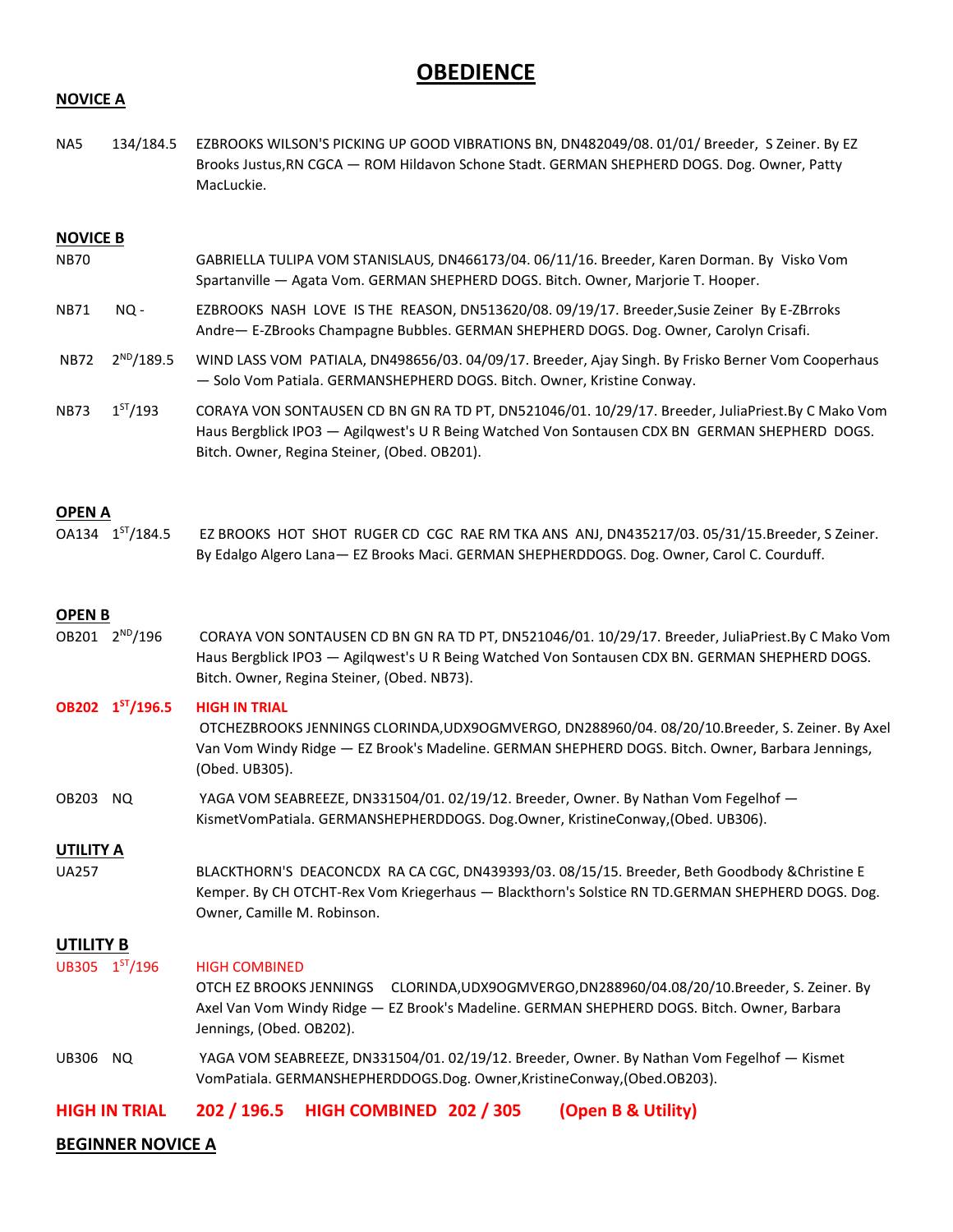# OBEDIENCE

## NOVICE A

NA5 134/184.5 EZBROOKS WILSON'S PICKING UP GOOD VIBRATIONS BN, DN482049/08. 01/01/ Breeder, S Zeiner. By EZ Brooks Justus,RN CGCA — ROM Hildavon Schone Stadt. GERMAN SHEPHERD DOGS. Dog. Owner, Patty MacLuckie.

## NOVICE B

NB70 GABRIELLA TULIPA VOM STANISLAUS, DN466173/04. 06/11/16. Breeder, Karen Dorman. By Visko Vom Spartanville — Agata Vom. GERMAN SHEPHERD DOGS. Bitch. Owner, Marjorie T. Hooper.

NB71 NQ - EZBROOKS NASH LOVE IS THE REASON, DN513620/08. 09/19/17. Breeder,Susie Zeiner By E-ZBrroks Andre— E-ZBrooks Champagne Bubbles. GERMAN SHEPHERD DOGS. Dog. Owner, Carolyn Crisafi.

NB72 2ND/189.5 WIND LASS VOM PATIALA, DN498656/03. 04/09/17. Breeder, Ajay Singh. By Frisko Berner Vom Cooperhaus — Solo Vom Patiala. GERMANSHEPHERD DOGS. Bitch. Owner, Kristine Conway.

NB73 1ST/193 CORAYA VON SONTAUSEN CD BN GN RA TD PT, DN521046/01. 10/29/17. Breeder, JuliaPriest.By C Mako Vom Haus Bergblick IPO3 — Agilqwest's U R Being Watched Von Sontausen CDX BN GERMAN SHEPHERD DOGS. Bitch. Owner, Regina Steiner, (Obed. OB201).

## OPEN A

OA134 1ST/184.5 EZ BROOKS HOT SHOT RUGER CD CGC RAE RM TKA ANS ANJ, DN435217/03. 05/31/15.Breeder, S Zeiner. By Edalgo Algero Lana— EZ Brooks Maci. GERMAN SHEPHERDDOGS. Dog. Owner, Carol C. Courduff.

## OPEN B

OB201 2ND/196 CORAYA VON SONTAUSEN CD BN GN RA TD PT, DN521046/01. 10/29/17. Breeder, JuliaPriest.By C Mako Vom Haus Bergblick IPO3 — Agilqwest's U R Being Watched Von Sontausen CDX BN. GERMAN SHEPHERD DOGS. Bitch. Owner, Regina Steiner, (Obed. NB73).

**OB202 1ST/196.5 HIGH IN TRIAL**
OTCHEZBROOKS JENNINGS CLORINDA,UDX9OGMVERGO, DN288960/04. 08/20/10.Breeder, S. Zeiner. By Axel Van Vom Windy Ridge — EZ Brook's Madeline. GERMAN SHEPHERD DOGS. Bitch. Owner, Barbara Jennings, (Obed. UB305).

OB203 NQ YAGA VOM SEABREEZE, DN331504/01. 02/19/12. Breeder, Owner. By Nathan Vom Fegelhof — KismetVomPatiala. GERMANSHEPHERDDOGS. Dog.Owner, KristineConway,(Obed. UB306).

## UTILITY A

UA257 BLACKTHORN'S DEACONCDX RA CA CGC, DN439393/03. 08/15/15. Breeder, Beth Goodbody &Christine E Kemper. By CH OTCHT-Rex Vom Kriegerhaus — Blackthorn's Solstice RN TD.GERMAN SHEPHERD DOGS. Dog. Owner, Camille M. Robinson.

## UTILITY B

UB305 1ST/196 HIGH COMBINED
OTCH EZ BROOKS JENNINGS CLORINDA,UDX9OGMVERGO,DN288960/04.08/20/10.Breeder, S. Zeiner. By Axel Van Vom Windy Ridge — EZ Brook's Madeline. GERMAN SHEPHERD DOGS. Bitch. Owner, Barbara Jennings, (Obed. OB202).

UB306 NQ YAGA VOM SEABREEZE, DN331504/01. 02/19/12. Breeder, Owner. By Nathan Vom Fegelhof — Kismet VomPatiala. GERMANSHEPHERDDOGS.Dog. Owner,KristineConway,(Obed.OB203).

**HIGH IN TRIAL 202 / 196.5 HIGH COMBINED 202 / 305 (Open B & Utility)**

## BEGINNER NOVICE A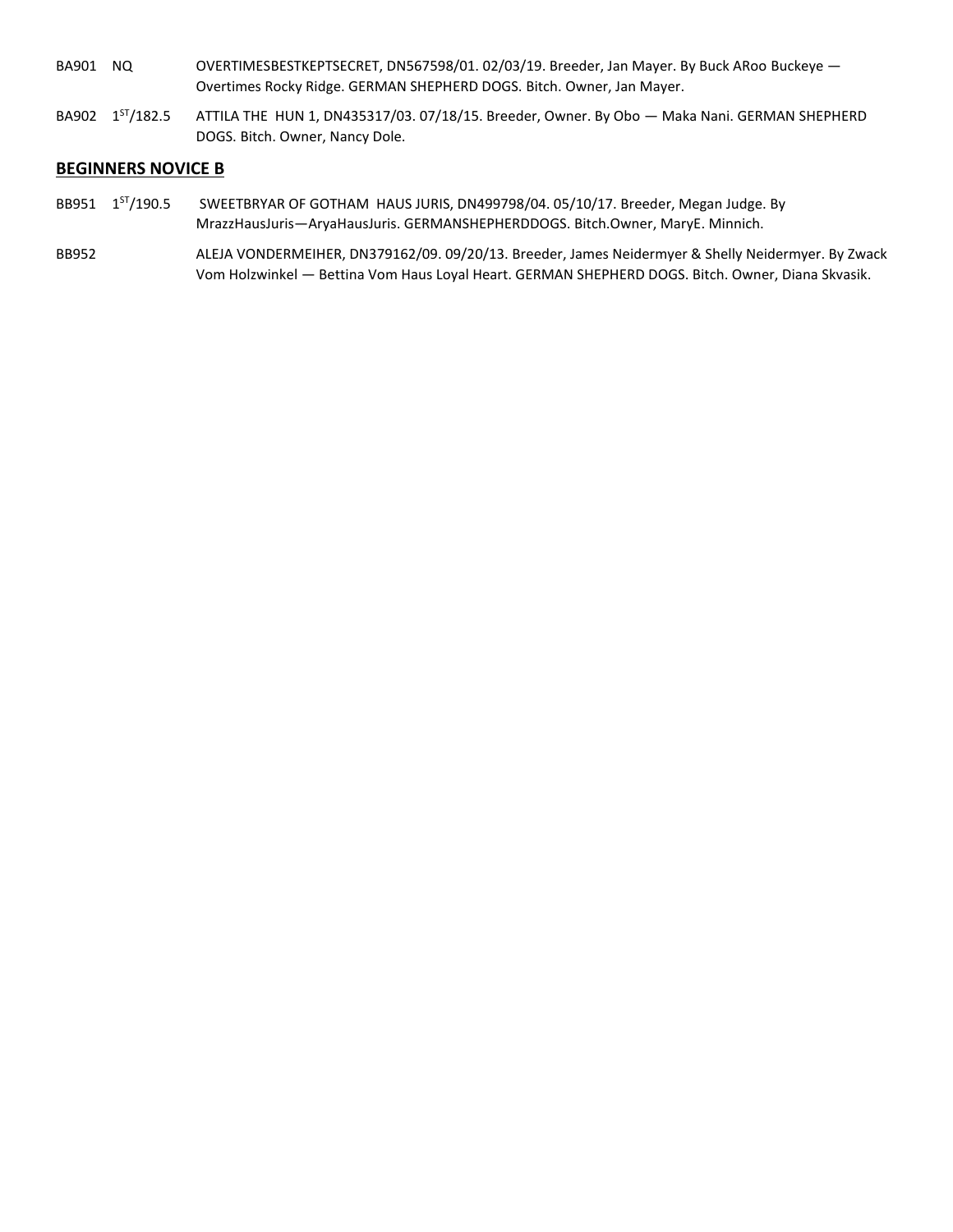BA901 NQ OVERTIMESBESTKEPTSECRET, DN567598/01. 02/03/19. Breeder, Jan Mayer. By Buck ARoo Buckeye — Overtimes Rocky Ridge. GERMAN SHEPHERD DOGS. Bitch. Owner, Jan Mayer.

BA902 1ST/182.5 ATTILA THE HUN 1, DN435317/03. 07/18/15. Breeder, Owner. By Obo — Maka Nani. GERMAN SHEPHERD DOGS. Bitch. Owner, Nancy Dole.

## BEGINNERS NOVICE B

BB951 1ST/190.5 SWEETBRYAR OF GOTHAM HAUS JURIS, DN499798/04. 05/10/17. Breeder, Megan Judge. By MrazzHausJuris—AryaHausJuris. GERMANSHEPHERDDOGS. Bitch.Owner, MaryE. Minnich.

BB952 ALEJA VONDERMEIHER, DN379162/09. 09/20/13. Breeder, James Neidermyer & Shelly Neidermyer. By Zwack Vom Holzwinkel — Bettina Vom Haus Loyal Heart. GERMAN SHEPHERD DOGS. Bitch. Owner, Diana Skvasik.